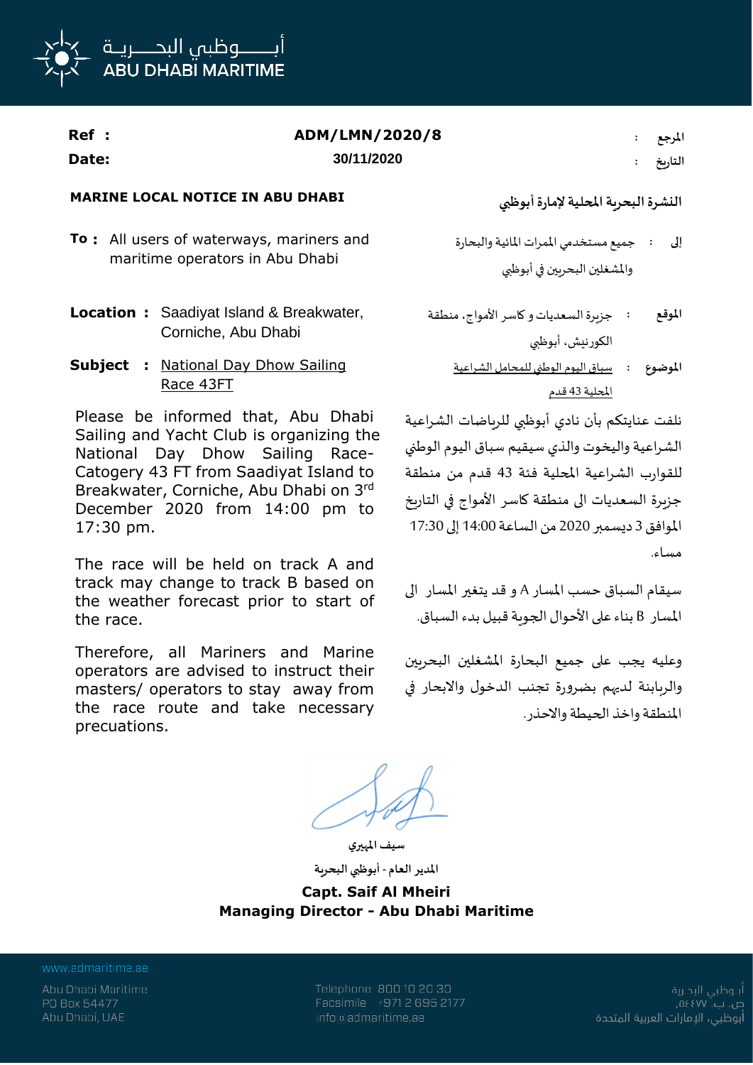أبـــــوظبي البحـــريـة
ABU DHABI MARITIME

**Ref :** ADM/LMN/2020/8 المرجع :
**Date:** 30/11/2020 التاريخ :

## MARINE LOCAL NOTICE IN ABU DHABI

## النشرة البحرية المحلية لإمارة أبوظبي

**To :** All users of waterways, mariners and maritime operators in Abu Dhabi

إلى : جميع مستخدمي الممرات المائية والبحارة والمشغلين البحريين في أبوظبي

**Location :** Saadiyat Island & Breakwater, Corniche, Abu Dhabi

الموقع : جزيرة السعديات و كاسر الأمواج، منطقة الكورنيش، أبوظبي

**Subject :** National Day Dhow Sailing Race 43FT

الموضوع : سباق اليوم الوطني للمحامل الشراعية المحلية 43 قدم

Please be informed that, Abu Dhabi Sailing and Yacht Club is organizing the National Day Dhow Sailing Race- Catogery 43 FT from Saadiyat Island to Breakwater, Corniche, Abu Dhabi on 3rd December 2020 from 14:00 pm to 17:30 pm.

نلفت عنايتكم بأن نادي أبوظبي للرياضات الشراعية الشراعية واليخوت والذي سيقيم سباق اليوم الوطني للقوارب الشراعية المحلية فئة 43 قدم من منطقة جزيرة السعديات الى منطقة كاسر الأمواج في التاريخ الموافق 3 ديسمبر 2020 من الساعة 14:00 إلى 17:30 مساء.

The race will be held on track A and track may change to track B based on the weather forecast prior to start of the race.

سيقام السباق حسب المسار A و قد يتغير المسار الى المسار B بناء على الأحوال الجوية قبيل بدء السباق.

Therefore, all Mariners and Marine operators are advised to instruct their masters/ operators to stay away from the race route and take necessary precautions.

وعليه يجب على جميع البحارة المشغلين البحريين والربابنة لديهم بضرورة تجنب الدخول والابحار في المنطقة واخذ الحيطة والاحذر.

سيف المهيري
المدير العام - أبوظبي البحرية

**Capt. Saif Al Mheiri**
**Managing Director - Abu Dhabi Maritime**

www.admaritime.ae

Abu Dhabi Maritime
PO Box 54477
Abu Dhabi, UAE

Telephone 800 10 20 30
Facsimile +971 2 695 2177
info@admaritime.ae

أبوظبي البحرية
ص. ب. ٥٤٤٧٧
أبوظبي، الإمارات العربية المتحدة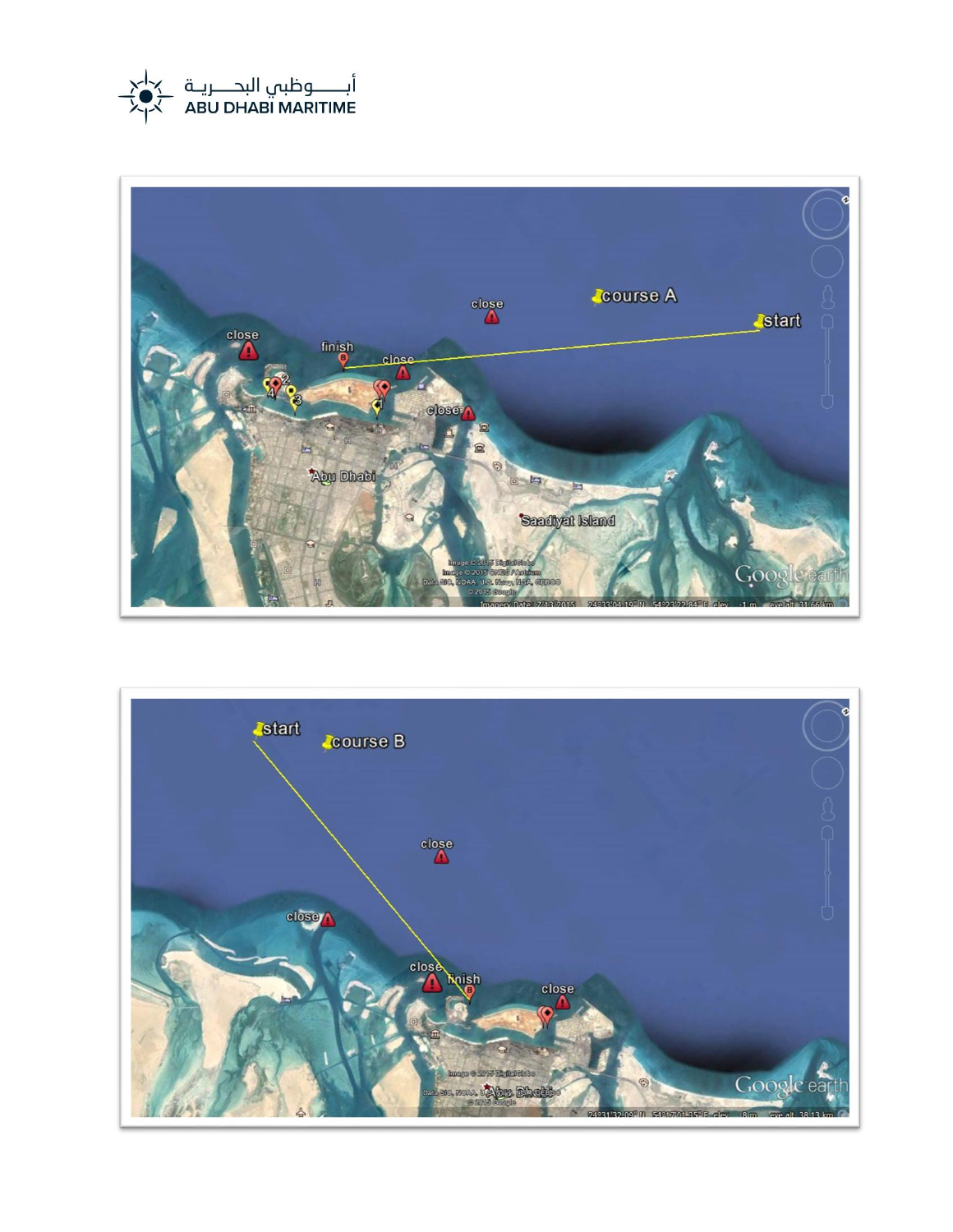course A
start
finish
close
close
close
close
1
2
3
4
Abu Dhabi
Saadiyat Island

start
course B
close
close
close
finish
close